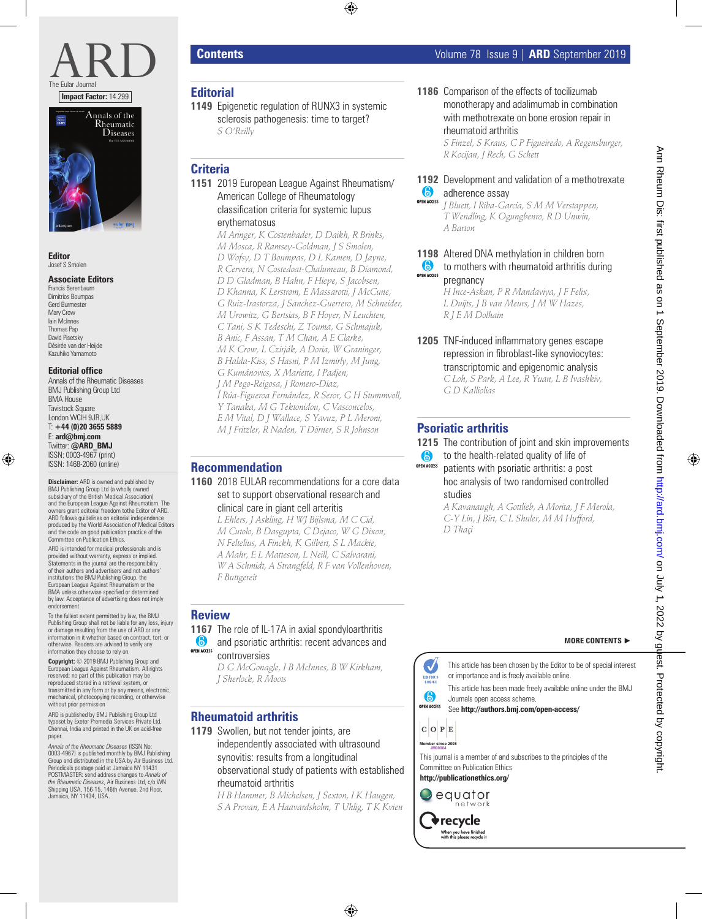# ARD

The Eular Journal

**Impact Factor:** 14.299

**Editor**
Josef S Smolen

**Associate Editors**
Francis Berenbaum
Dimitrios Boumpas
Gerd Burmester
Mary Crow
Iain McInnes
Thomas Pap
David Pisetsky
Désirée van der Heijde
Kazuhiko Yamamoto

**Editorial office**
Annals of the Rheumatic Diseases
BMJ Publishing Group Ltd
BMA House
Tavistock Square
London WCIH 9JR,UK
T: **+44 (0)20 3655 5889**
E: **ard@bmj.com**
Twitter: **@ARD_BMJ**
ISSN: 0003-4967 (print)
ISSN: 1468-2060 (online)

**Disclaimer:** ARD is owned and published by BMJ Publishing Group Ltd (a wholly owned subsidiary of the British Medical Association) and the European League Against Rheumatism. The owners grant editorial freedom tothe Editor of ARD. ARD follows guidelines on editorial independence produced by the World Association of Medical Editors and the code on good publication practice of the Committee on Publication Ethics.

ARD is intended for medical professionals and is provided without warranty, express or implied. Statements in the journal are the responsibility of their authors and advertisers and not authors' institutions the BMJ Publishing Group, the European League Against Rheumatism or the BMA unless otherwise specified or determined by law. Acceptance of advertising does not imply endorsement.

To the fullest extent permitted by law, the BMJ Publishing Group shall not be liable for any loss, injury or damage resulting from the use of ARD or any information in it whether based on contract, tort, or otherwise. Readers are advised to verify any information they choose to rely on.

**Copyright:** © 2019 BMJ Publishing Group and European League Against Rheumatism. All rights reserved; no part of this publication may be reproduced stored in a retrieval system, or transmitted in any form or by any means, electronic, mechanical, photocopying recording, or otherwise without prior permission

ARD is published by BMJ Publishing Group Ltd typeset by Exeter Premedia Services Private Ltd, Chennai, India and printed in the UK on acid-free paper.

*Annals of the Rheumatic Diseases* (ISSN No: 0003-4967) is published monthly by BMJ Publishing Group and distributed in the USA by Air Business Ltd. Periodicals postage paid at Jamaica NY 11431 POSTMASTER: send address changes to *Annals of the Rheumatic Diseases*, Air Business Ltd, c/o WN Shipping USA, 156-15, 146th Avenue, 2nd Floor, Jamaica, NY 11434, USA.

## Contents

Volume 78 Issue 9 | **ARD** September 2019

### Editorial

**1149** Epigenetic regulation of RUNX3 in systemic sclerosis pathogenesis: time to target?
*S O'Reilly*

### Criteria

**1151** 2019 European League Against Rheumatism/American College of Rheumatology classification criteria for systemic lupus erythematosus
*M Aringer, K Costenbader, D Daikh, R Brinks, M Mosca, R Ramsey-Goldman, J S Smolen, D Wofsy, D T Boumpas, D L Kamen, D Jayne, R Cervera, N Costedoat-Chalumeau, B Diamond, D D Gladman, B Hahn, F Hiepe, S Jacobsen, D Khanna, K Lerstrøm, E Massarotti, J McCune, G Ruiz-Irastorza, J Sanchez-Guerrero, M Schneider, M Urowitz, G Bertsias, B F Hoyer, N Leuchten, C Tani, S K Tedeschi, Z Touma, G Schmajuk, B Anic, F Assan, T M Chan, A E Clarke, M K Crow, L Czirják, A Doria, W Graninger, B Halda-Kiss, S Hasni, P M Izmirly, M Jung, G Kumánovics, X Mariette, I Padjen, J M Pego-Reigosa, J Romero-Diaz, Í Rúa-Figueroa Fernández, R Seror, G H Stummvoll, Y Tanaka, M G Tektonidou, C Vasconcelos, E M Vital, D J Wallace, S Yavuz, P L Meroni, M J Fritzler, R Naden, T Dörner, S R Johnson*

### Recommendation

**1160** 2018 EULAR recommendations for a core data set to support observational research and clinical care in giant cell arteritis
*L Ehlers, J Askling, H WJ Bijlsma, M C Cid, M Cutolo, B Dasgupta, C Dejaco, W G Dixon, N Feltelius, A Finckh, K Gilbert, S L Mackie, A Mahr, E L Matteson, L Neill, C Salvarani, W A Schmidt, A Strangfeld, R F van Vollenhoven, F Buttgereit*

### Review

**1167** The role of IL-17A in axial spondyloarthritis and psoriatic arthritis: recent advances and controversies (OPEN ACCESS)
*D G McGonagle, I B McInnes, B W Kirkham, J Sherlock, R Moots*

### Rheumatoid arthritis

**1179** Swollen, but not tender joints, are independently associated with ultrasound synovitis: results from a longitudinal observational study of patients with established rheumatoid arthritis
*H B Hammer, B Michelsen, J Sexton, I K Haugen, S A Provan, E A Haavardsholm, T Uhlig, T K Kvien*

**1186** Comparison of the effects of tocilizumab monotherapy and adalimumab in combination with methotrexate on bone erosion repair in rheumatoid arthritis
*S Finzel, S Kraus, C P Figueiredo, A Regensburger, R Kocijan, J Rech, G Schett*

**1192** Development and validation of a methotrexate adherence assay (OPEN ACCESS)
*J Bluett, I Riba-Garcia, S M M Verstappen, T Wendling, K Ogungbenro, R D Unwin, A Barton*

**1198** Altered DNA methylation in children born to mothers with rheumatoid arthritis during pregnancy (OPEN ACCESS)
*H Ince-Askan, P R Mandaviya, J F Felix, L Duijts, J B van Meurs, J M W Hazes, R J E M Dolhain*

**1205** TNF-induced inflammatory genes escape repression in fibroblast-like synoviocytes: transcriptomic and epigenomic analysis
*C Loh, S Park, A Lee, R Yuan, L B Ivashkiv, G D Kalliolias*

### Psoriatic arthritis

**1215** The contribution of joint and skin improvements to the health-related quality of life of patients with psoriatic arthritis: a post hoc analysis of two randomised controlled studies (OPEN ACCESS)
*A Kavanaugh, A Gottlieb, A Morita, J F Merola, C-Y Lin, J Birt, C L Shuler, M M Hufford, D Thaçi*

**MORE CONTENTS ►**

EDITOR'S CHOICE: This article has been chosen by the Editor to be of special interest or importance and is freely available online.

OPEN ACCESS: This article has been made freely available online under the BMJ Journals open access scheme.
See **http://authors.bmj.com/open-access/**

COPE — Member since 2008 JM00004
This journal is a member of and subscribes to the principles of the Committee on Publication Ethics
**http://publicationethics.org/**

equator network

recycle — When you have finished with this please recycle it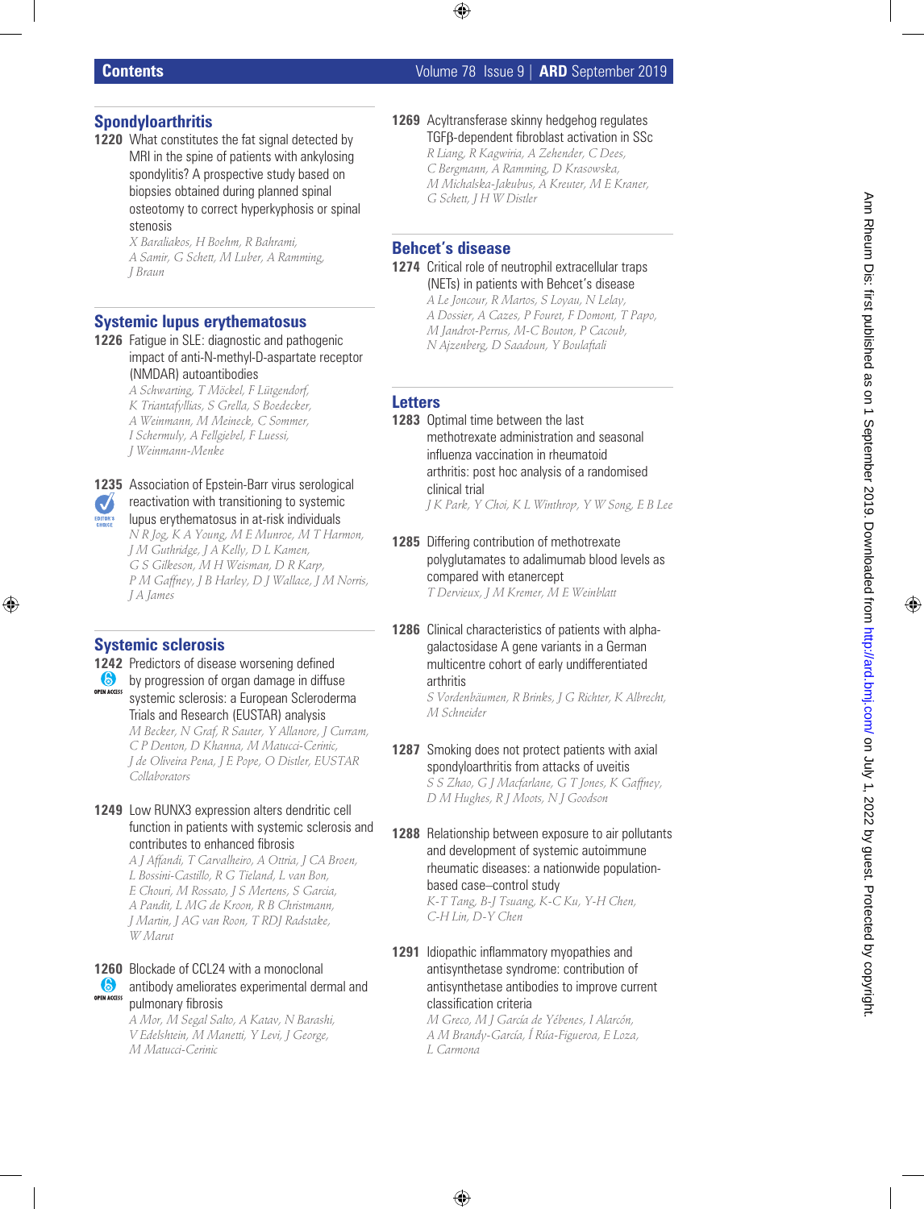## Contents

### Spondyloarthritis

**1220** What constitutes the fat signal detected by MRI in the spine of patients with ankylosing spondylitis? A prospective study based on biopsies obtained during planned spinal osteotomy to correct hyperkyphosis or spinal stenosis

*X Baraliakos, H Boehm, R Bahrami, A Samir, G Schett, M Luber, A Ramming, J Braun*

### Systemic lupus erythematosus

**1226** Fatigue in SLE: diagnostic and pathogenic impact of anti-N-methyl-D-aspartate receptor (NMDAR) autoantibodies

*A Schwarting, T Möckel, F Lütgendorf, K Triantafyllias, S Grella, S Boedecker, A Weinmann, M Meineck, C Sommer, I Schermuly, A Fellgiebel, F Luessi, J Weinmann-Menke*

**1235** Association of Epstein-Barr virus serological reactivation with transitioning to systemic lupus erythematosus in at-risk individuals

EDITOR'S CHOICE

*N R Jog, K A Young, M E Munroe, M T Harmon, J M Guthridge, J A Kelly, D L Kamen, G S Gilkeson, M H Weisman, D R Karp, P M Gaffney, J B Harley, D J Wallace, J M Norris, J A James*

### Systemic sclerosis

**1242** Predictors of disease worsening defined by progression of organ damage in diffuse systemic sclerosis: a European Scleroderma Trials and Research (EUSTAR) analysis

OPEN ACCESS

*M Becker, N Graf, R Sauter, Y Allanore, J Curram, C P Denton, D Khanna, M Matucci-Cerinic, J de Oliveira Pena, J E Pope, O Distler, EUSTAR Collaborators*

**1249** Low RUNX3 expression alters dendritic cell function in patients with systemic sclerosis and contributes to enhanced fibrosis

*A J Affandi, T Carvalheiro, A Ottria, J CA Broen, L Bossini-Castillo, R G Tieland, L van Bon, E Chouri, M Rossato, J S Mertens, S Garcia, A Pandit, L MG de Kroon, R B Christmann, J Martin, J AG van Roon, T RDJ Radstake, W Marut*

**1260** Blockade of CCL24 with a monoclonal antibody ameliorates experimental dermal and pulmonary fibrosis

OPEN ACCESS

*A Mor, M Segal Salto, A Katav, N Barashi, V Edelshtein, M Manetti, Y Levi, J George, M Matucci-Cerinic*

**1269** Acyltransferase skinny hedgehog regulates TGFβ-dependent fibroblast activation in SSc

*R Liang, R Kagwiria, A Zehender, C Dees, C Bergmann, A Ramming, D Krasowska, M Michalska-Jakubus, A Kreuter, M E Kraner, G Schett, J H W Distler*

### Behcet's disease

**1274** Critical role of neutrophil extracellular traps (NETs) in patients with Behcet's disease

*A Le Joncour, R Martos, S Loyau, N Lelay, A Dossier, A Cazes, P Fouret, F Domont, T Papo, M Jandrot-Perrus, M-C Bouton, P Cacoub, N Ajzenberg, D Saadoun, Y Boulaftali*

### Letters

**1283** Optimal time between the last methotrexate administration and seasonal influenza vaccination in rheumatoid arthritis: post hoc analysis of a randomised clinical trial

*J K Park, Y Choi, K L Winthrop, Y W Song, E B Lee*

**1285** Differing contribution of methotrexate polyglutamates to adalimumab blood levels as compared with etanercept

*T Dervieux, J M Kremer, M E Weinblatt*

**1286** Clinical characteristics of patients with alpha-galactosidase A gene variants in a German multicentre cohort of early undifferentiated arthritis

*S Vordenbäumen, R Brinks, J G Richter, K Albrecht, M Schneider*

**1287** Smoking does not protect patients with axial spondyloarthritis from attacks of uveitis

*S S Zhao, G J Macfarlane, G T Jones, K Gaffney, D M Hughes, R J Moots, N J Goodson*

**1288** Relationship between exposure to air pollutants and development of systemic autoimmune rheumatic diseases: a nationwide population-based case–control study

*K-T Tang, B-J Tsuang, K-C Ku, Y-H Chen, C-H Lin, D-Y Chen*

**1291** Idiopathic inflammatory myopathies and antisynthetase syndrome: contribution of antisynthetase antibodies to improve current classification criteria

*M Greco, M J García de Yébenes, I Alarcón, A M Brandy-García, Í Rúa-Figueroa, E Loza, L Carmona*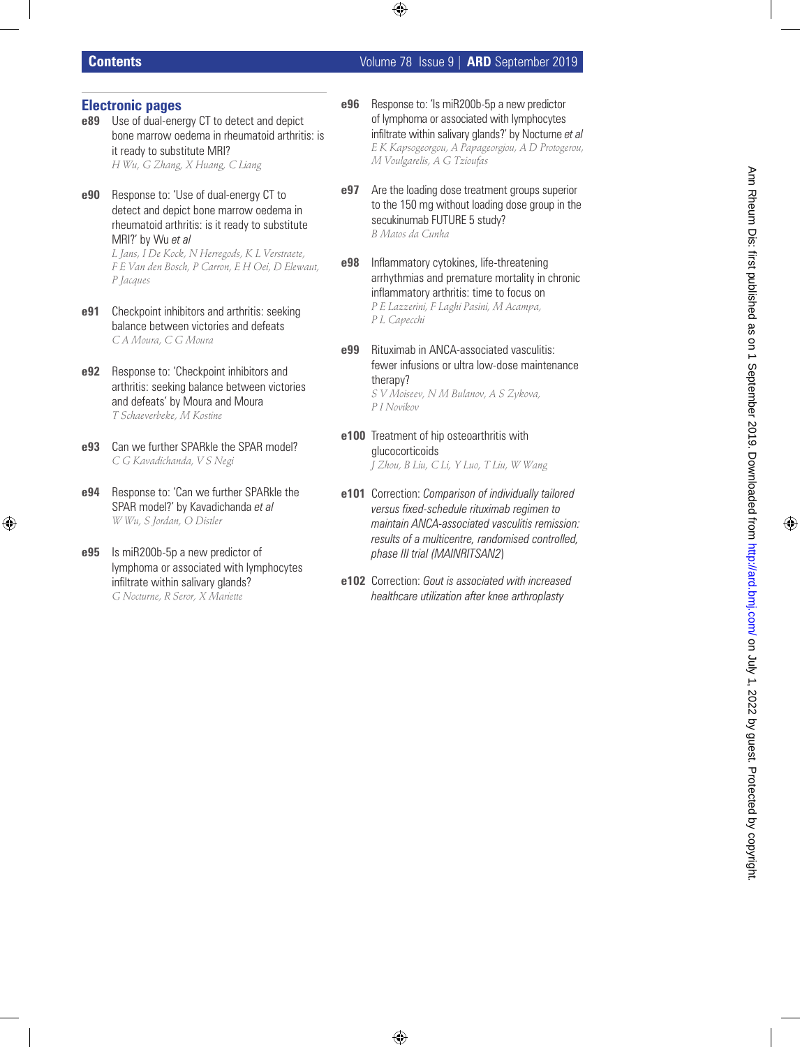## Contents

## Electronic pages

**e89** Use of dual-energy CT to detect and depict bone marrow oedema in rheumatoid arthritis: is it ready to substitute MRI?
*H Wu, G Zhang, X Huang, C Liang*

**e90** Response to: 'Use of dual-energy CT to detect and depict bone marrow oedema in rheumatoid arthritis: is it ready to substitute MRI?' by Wu *et al*
*L Jans, I De Kock, N Herregods, K L Verstraete, F E Van den Bosch, P Carron, E H Oei, D Elewaut, P Jacques*

**e91** Checkpoint inhibitors and arthritis: seeking balance between victories and defeats
*C A Moura, C G Moura*

**e92** Response to: 'Checkpoint inhibitors and arthritis: seeking balance between victories and defeats' by Moura and Moura
*T Schaeverbeke, M Kostine*

**e93** Can we further SPARkle the SPAR model?
*C G Kavadichanda, V S Negi*

**e94** Response to: 'Can we further SPARkle the SPAR model?' by Kavadichanda *et al*
*W Wu, S Jordan, O Distler*

**e95** Is miR200b-5p a new predictor of lymphoma or associated with lymphocytes infiltrate within salivary glands?
*G Nocturne, R Seror, X Mariette*

**e96** Response to: 'Is miR200b-5p a new predictor of lymphoma or associated with lymphocytes infiltrate within salivary glands?' by Nocturne *et al*
*E K Kapsogeorgou, A Papageorgiou, A D Protogerou, M Voulgarelis, A G Tzioufas*

**e97** Are the loading dose treatment groups superior to the 150 mg without loading dose group in the secukinumab FUTURE 5 study?
*B Matos da Cunha*

**e98** Inflammatory cytokines, life-threatening arrhythmias and premature mortality in chronic inflammatory arthritis: time to focus on
*P E Lazzerini, F Laghi Pasini, M Acampa, P L Capecchi*

**e99** Rituximab in ANCA-associated vasculitis: fewer infusions or ultra low-dose maintenance therapy?
*S V Moiseev, N M Bulanov, A S Zykova, P I Novikov*

**e100** Treatment of hip osteoarthritis with glucocorticoids
*J Zhou, B Liu, C Li, Y Luo, T Liu, W Wang*

**e101** Correction: *Comparison of individually tailored versus fixed-schedule rituximab regimen to maintain ANCA-associated vasculitis remission: results of a multicentre, randomised controlled, phase III trial (MAINRITSAN2)*

**e102** Correction: *Gout is associated with increased healthcare utilization after knee arthroplasty*